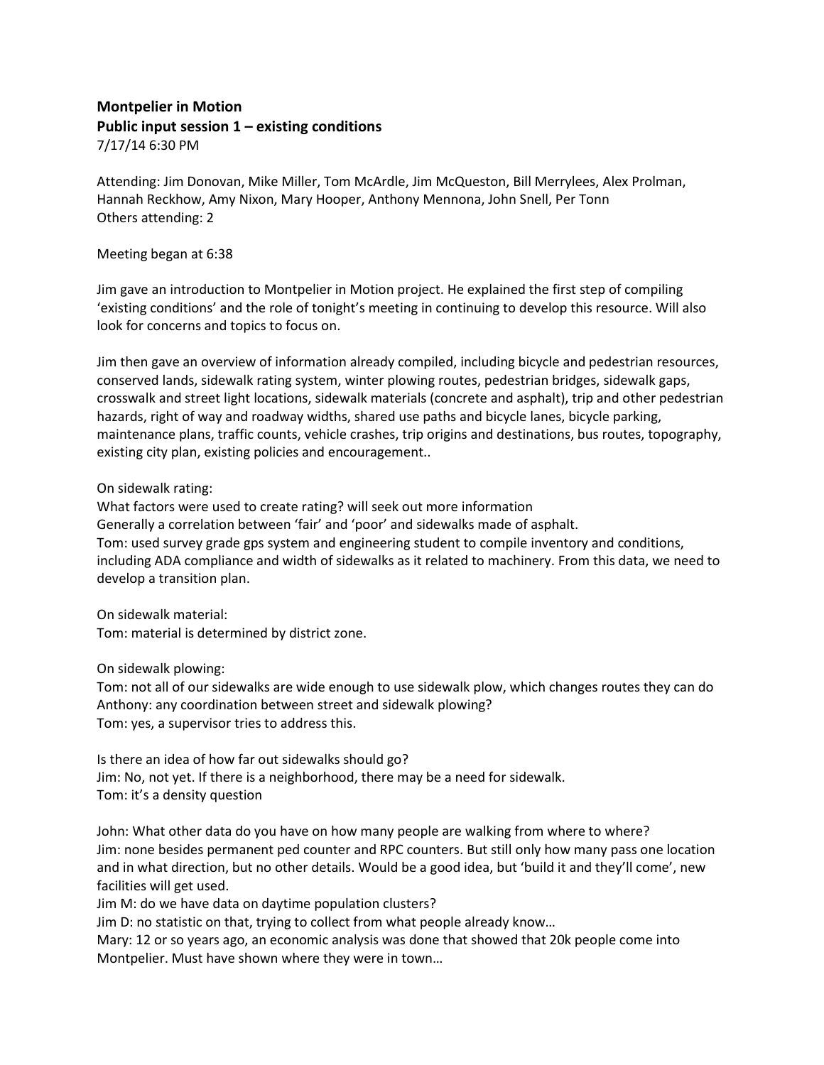**Montpelier in Motion**
**Public input session 1 – existing conditions**
7/17/14 6:30 PM

Attending: Jim Donovan, Mike Miller, Tom McArdle, Jim McQueston, Bill Merrylees, Alex Prolman, Hannah Reckhow, Amy Nixon, Mary Hooper, Anthony Mennona, John Snell, Per Tonn
Others attending: 2

Meeting began at 6:38

Jim gave an introduction to Montpelier in Motion project. He explained the first step of compiling 'existing conditions' and the role of tonight's meeting in continuing to develop this resource. Will also look for concerns and topics to focus on.

Jim then gave an overview of information already compiled, including bicycle and pedestrian resources, conserved lands, sidewalk rating system, winter plowing routes, pedestrian bridges, sidewalk gaps, crosswalk and street light locations, sidewalk materials (concrete and asphalt), trip and other pedestrian hazards, right of way and roadway widths, shared use paths and bicycle lanes, bicycle parking, maintenance plans, traffic counts, vehicle crashes, trip origins and destinations, bus routes, topography, existing city plan, existing policies and encouragement..

On sidewalk rating:
What factors were used to create rating? will seek out more information
Generally a correlation between 'fair' and 'poor' and sidewalks made of asphalt.
Tom: used survey grade gps system and engineering student to compile inventory and conditions, including ADA compliance and width of sidewalks as it related to machinery. From this data, we need to develop a transition plan.

On sidewalk material:
Tom: material is determined by district zone.

On sidewalk plowing:
Tom: not all of our sidewalks are wide enough to use sidewalk plow, which changes routes they can do
Anthony: any coordination between street and sidewalk plowing?
Tom: yes, a supervisor tries to address this.

Is there an idea of how far out sidewalks should go?
Jim: No, not yet. If there is a neighborhood, there may be a need for sidewalk.
Tom: it's a density question

John: What other data do you have on how many people are walking from where to where?
Jim: none besides permanent ped counter and RPC counters. But still only how many pass one location and in what direction, but no other details. Would be a good idea, but 'build it and they'll come', new facilities will get used.
Jim M: do we have data on daytime population clusters?
Jim D: no statistic on that, trying to collect from what people already know…
Mary: 12 or so years ago, an economic analysis was done that showed that 20k people come into Montpelier. Must have shown where they were in town…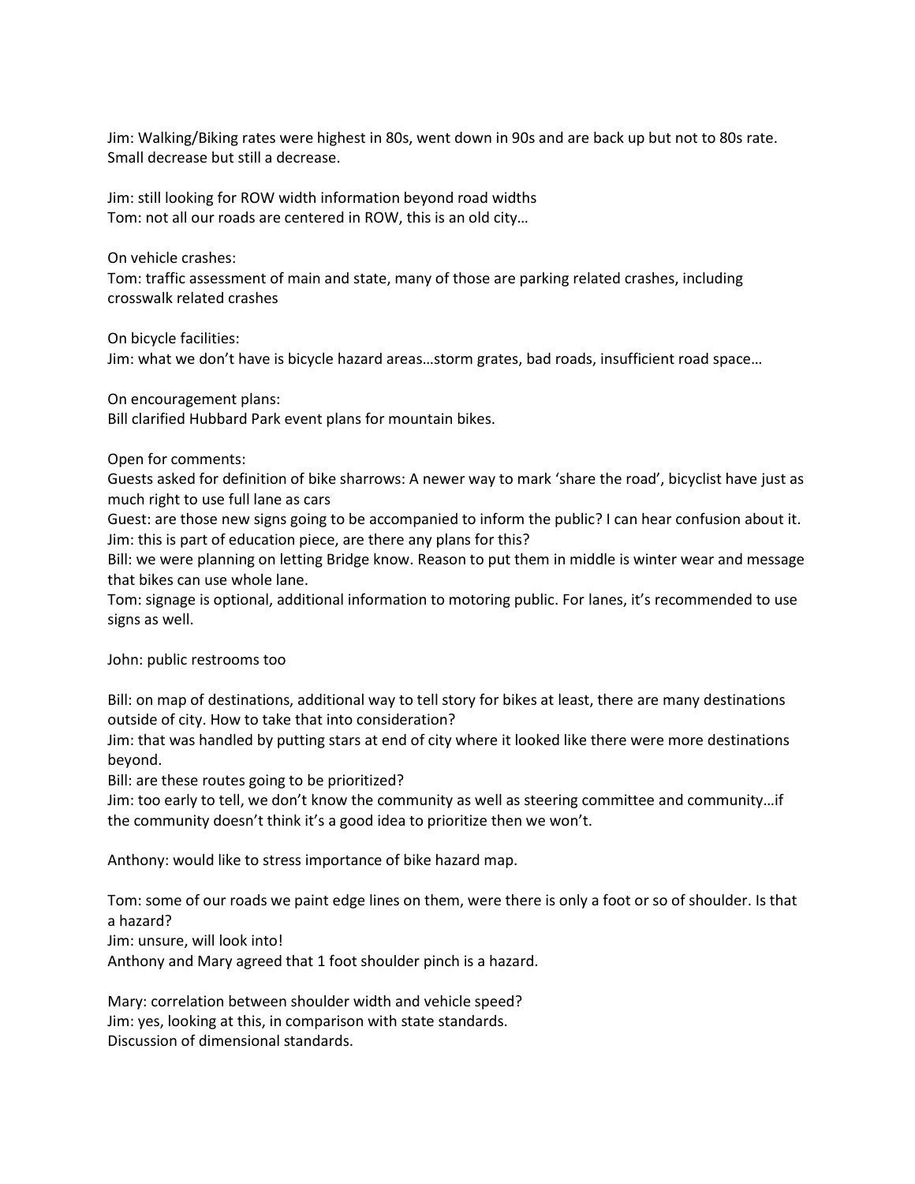Jim: Walking/Biking rates were highest in 80s, went down in 90s and are back up but not to 80s rate. Small decrease but still a decrease.

Jim: still looking for ROW width information beyond road widths
Tom: not all our roads are centered in ROW, this is an old city…

On vehicle crashes:
Tom: traffic assessment of main and state, many of those are parking related crashes, including crosswalk related crashes

On bicycle facilities:
Jim: what we don't have is bicycle hazard areas…storm grates, bad roads, insufficient road space…

On encouragement plans:
Bill clarified Hubbard Park event plans for mountain bikes.

Open for comments:
Guests asked for definition of bike sharrows: A newer way to mark 'share the road', bicyclist have just as much right to use full lane as cars
Guest: are those new signs going to be accompanied to inform the public? I can hear confusion about it.
Jim: this is part of education piece, are there any plans for this?
Bill: we were planning on letting Bridge know. Reason to put them in middle is winter wear and message that bikes can use whole lane.
Tom: signage is optional, additional information to motoring public. For lanes, it's recommended to use signs as well.

John: public restrooms too

Bill: on map of destinations, additional way to tell story for bikes at least, there are many destinations outside of city. How to take that into consideration?
Jim: that was handled by putting stars at end of city where it looked like there were more destinations beyond.
Bill: are these routes going to be prioritized?
Jim: too early to tell, we don't know the community as well as steering committee and community…if the community doesn't think it's a good idea to prioritize then we won't.

Anthony: would like to stress importance of bike hazard map.

Tom: some of our roads we paint edge lines on them, were there is only a foot or so of shoulder. Is that a hazard?
Jim: unsure, will look into!
Anthony and Mary agreed that 1 foot shoulder pinch is a hazard.

Mary: correlation between shoulder width and vehicle speed?
Jim: yes, looking at this, in comparison with state standards.
Discussion of dimensional standards.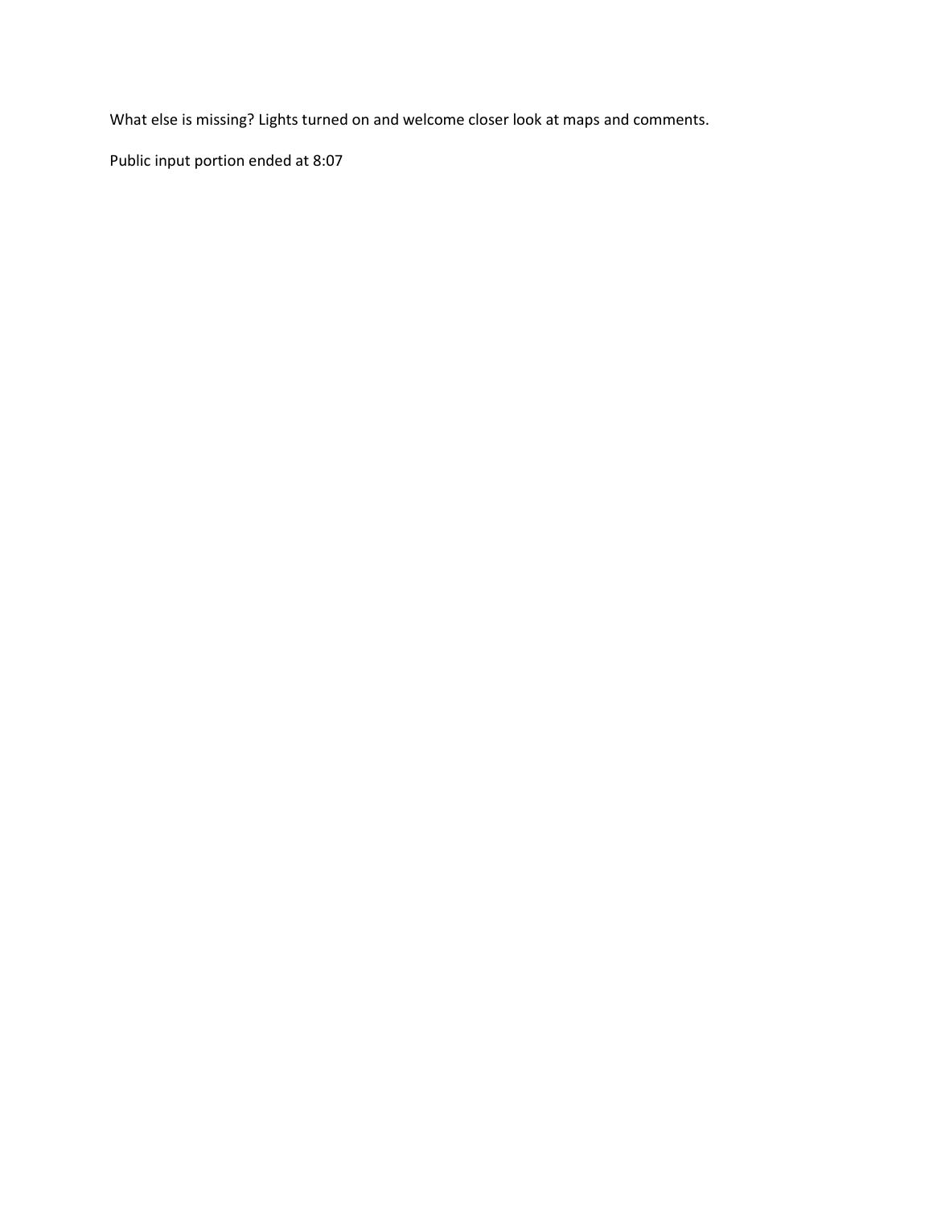What else is missing? Lights turned on and welcome closer look at maps and comments.

Public input portion ended at 8:07